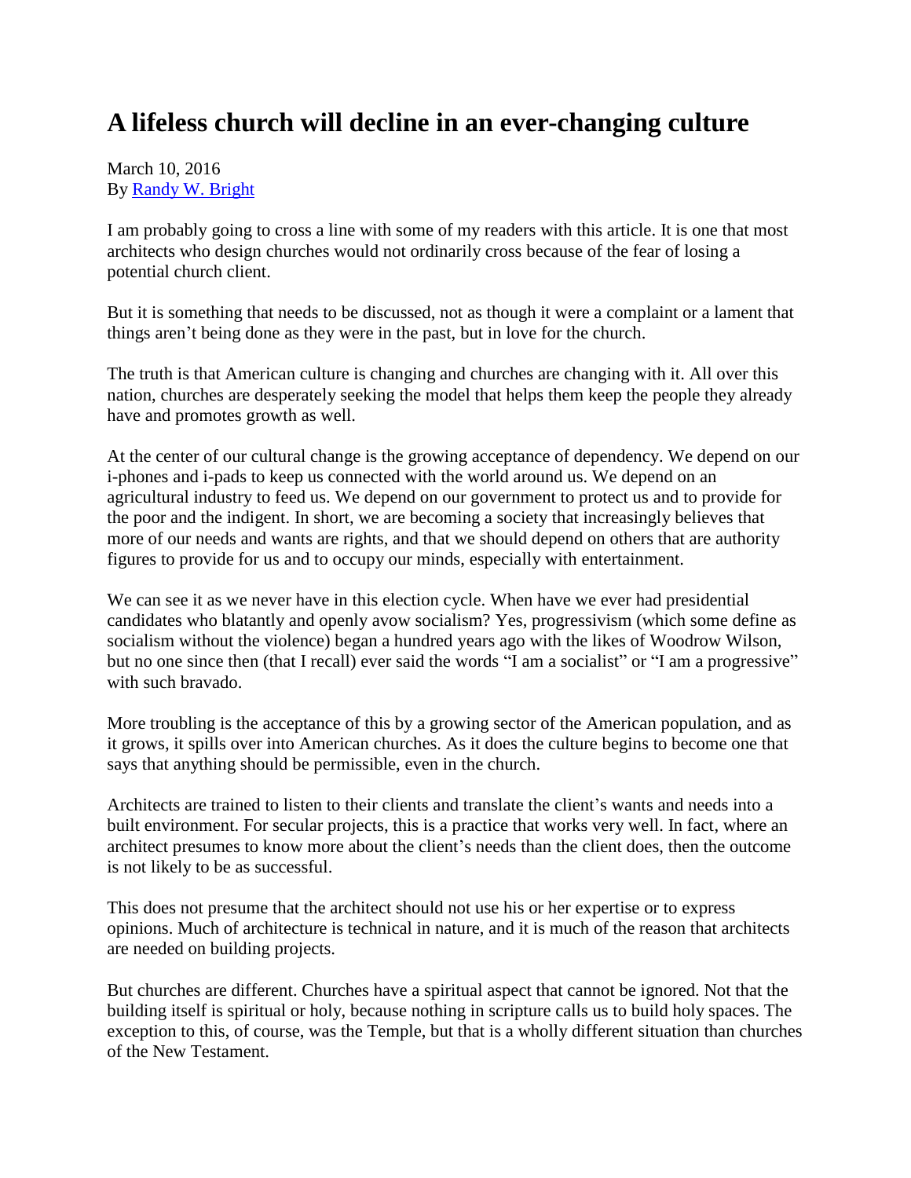# A lifeless church will decline in an ever-changing culture

March 10, 2016
By [Randy W. Bright]

I am probably going to cross a line with some of my readers with this article. It is one that most architects who design churches would not ordinarily cross because of the fear of losing a potential church client.

But it is something that needs to be discussed, not as though it were a complaint or a lament that things aren't being done as they were in the past, but in love for the church.

The truth is that American culture is changing and churches are changing with it. All over this nation, churches are desperately seeking the model that helps them keep the people they already have and promotes growth as well.

At the center of our cultural change is the growing acceptance of dependency. We depend on our i-phones and i-pads to keep us connected with the world around us. We depend on an agricultural industry to feed us. We depend on our government to protect us and to provide for the poor and the indigent. In short, we are becoming a society that increasingly believes that more of our needs and wants are rights, and that we should depend on others that are authority figures to provide for us and to occupy our minds, especially with entertainment.

We can see it as we never have in this election cycle. When have we ever had presidential candidates who blatantly and openly avow socialism? Yes, progressivism (which some define as socialism without the violence) began a hundred years ago with the likes of Woodrow Wilson, but no one since then (that I recall) ever said the words "I am a socialist" or "I am a progressive" with such bravado.

More troubling is the acceptance of this by a growing sector of the American population, and as it grows, it spills over into American churches. As it does the culture begins to become one that says that anything should be permissible, even in the church.

Architects are trained to listen to their clients and translate the client's wants and needs into a built environment. For secular projects, this is a practice that works very well. In fact, where an architect presumes to know more about the client's needs than the client does, then the outcome is not likely to be as successful.

This does not presume that the architect should not use his or her expertise or to express opinions. Much of architecture is technical in nature, and it is much of the reason that architects are needed on building projects.

But churches are different. Churches have a spiritual aspect that cannot be ignored. Not that the building itself is spiritual or holy, because nothing in scripture calls us to build holy spaces. The exception to this, of course, was the Temple, but that is a wholly different situation than churches of the New Testament.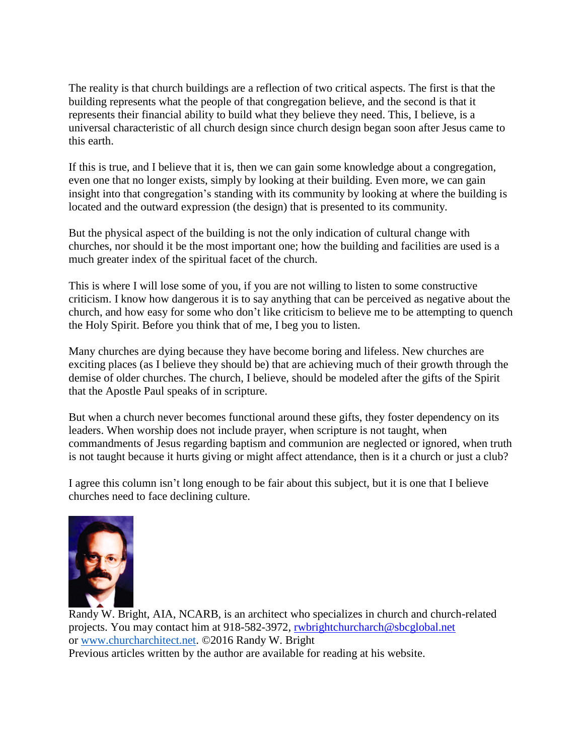The reality is that church buildings are a reflection of two critical aspects. The first is that the building represents what the people of that congregation believe, and the second is that it represents their financial ability to build what they believe they need. This, I believe, is a universal characteristic of all church design since church design began soon after Jesus came to this earth.

If this is true, and I believe that it is, then we can gain some knowledge about a congregation, even one that no longer exists, simply by looking at their building. Even more, we can gain insight into that congregation's standing with its community by looking at where the building is located and the outward expression (the design) that is presented to its community.

But the physical aspect of the building is not the only indication of cultural change with churches, nor should it be the most important one; how the building and facilities are used is a much greater index of the spiritual facet of the church.

This is where I will lose some of you, if you are not willing to listen to some constructive criticism. I know how dangerous it is to say anything that can be perceived as negative about the church, and how easy for some who don't like criticism to believe me to be attempting to quench the Holy Spirit. Before you think that of me, I beg you to listen.

Many churches are dying because they have become boring and lifeless. New churches are exciting places (as I believe they should be) that are achieving much of their growth through the demise of older churches. The church, I believe, should be modeled after the gifts of the Spirit that the Apostle Paul speaks of in scripture.

But when a church never becomes functional around these gifts, they foster dependency on its leaders. When worship does not include prayer, when scripture is not taught, when commandments of Jesus regarding baptism and communion are neglected or ignored, when truth is not taught because it hurts giving or might affect attendance, then is it a church or just a club?

I agree this column isn't long enough to be fair about this subject, but it is one that I believe churches need to face declining culture.

Randy W. Bright, AIA, NCARB, is an architect who specializes in church and church-related projects. You may contact him at 918-582-3972, rwbrightchurcharch@sbcglobal.net or www.churcharchitect.net. ©2016 Randy W. Bright
Previous articles written by the author are available for reading at his website.